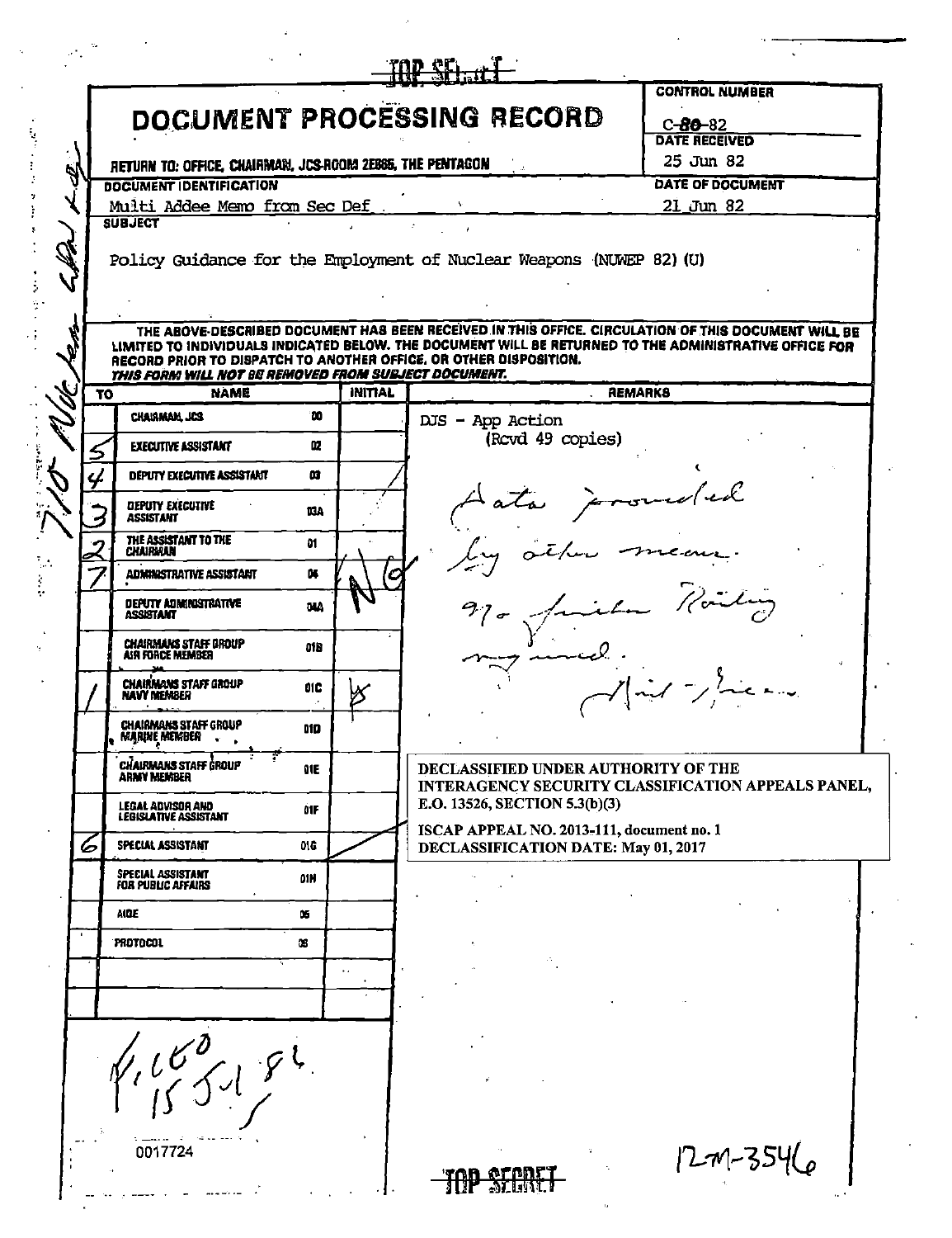TOP SECRET

# DOCUMENT PROCESSING RECORD

**CONTROL NUMBER**
C-~~80~~-82

**DATE RECEIVED**
25 Jun 82

RETURN TO: OFFICE, CHAIRMAN, JCS-ROOM 2E865, THE PENTAGON

**DOCUMENT IDENTIFICATION**
Multi Addee Memo from Sec Def

**DATE OF DOCUMENT**
21 Jun 82

**SUBJECT**

Policy Guidance for the Employment of Nuclear Weapons (NUWEP 82) (U)

THE ABOVE-DESCRIBED DOCUMENT HAS BEEN RECEIVED IN THIS OFFICE. CIRCULATION OF THIS DOCUMENT WILL BE LIMITED TO INDIVIDUALS INDICATED BELOW. THE DOCUMENT WILL BE RETURNED TO THE ADMINISTRATIVE OFFICE FOR RECORD PRIOR TO DISPATCH TO ANOTHER OFFICE, OR OTHER DISPOSITION.
*THIS FORM WILL NOT BE REMOVED FROM SUBJECT DOCUMENT.*

| TO | NAME | | INITIAL | REMARKS |
|---|---|---|---|---|
| | CHAIRMAN, JCS | 00 | | DJS - App Action (Rcvd 49 copies) |
| 5 | EXECUTIVE ASSISTANT | 02 | | |
| 4 | DEPUTY EXECUTIVE ASSISTANT | 03 | / | Data provided |
| 3 | DEPUTY EXECUTIVE ASSISTANT | 03A | | by other means. |
| 2 | THE ASSISTANT TO THE CHAIRMAN | 01 | | |
| 7 | ADMINISTRATIVE ASSISTANT | 04 | No | No further routing |
| | DEPUTY ADMINISTRATIVE ASSISTANT | 04A | | required. |
| | CHAIRMANS STAFF GROUP AIR FORCE MEMBER | 01B | | |
| 1 | CHAIRMANS STAFF GROUP NAVY MEMBER | 01C | | |
| | CHAIRMANS STAFF GROUP MARINE MEMBER | 01D | | |
| | CHAIRMANS STAFF GROUP ARMY MEMBER | 01E | | |
| | LEGAL ADVISOR AND LEGISLATIVE ASSISTANT | 01F | | |
| 6 | SPECIAL ASSISTANT | 01G | | |
| | SPECIAL ASSISTANT FOR PUBLIC AFFAIRS | 01H | | |
| | AIDE | 05 | | |
| | PROTOCOL | 06 | | |

DECLASSIFIED UNDER AUTHORITY OF THE INTERAGENCY SECURITY CLASSIFICATION APPEALS PANEL, E.O. 13526, SECTION 5.3(b)(3)

ISCAP APPEAL NO. 2013-111, document no. 1
DECLASSIFICATION DATE: May 01, 2017

F, ILED 15 Jul 82

7/0 Nuclear WPNS

0017724

12-M-3546

TOP SECRET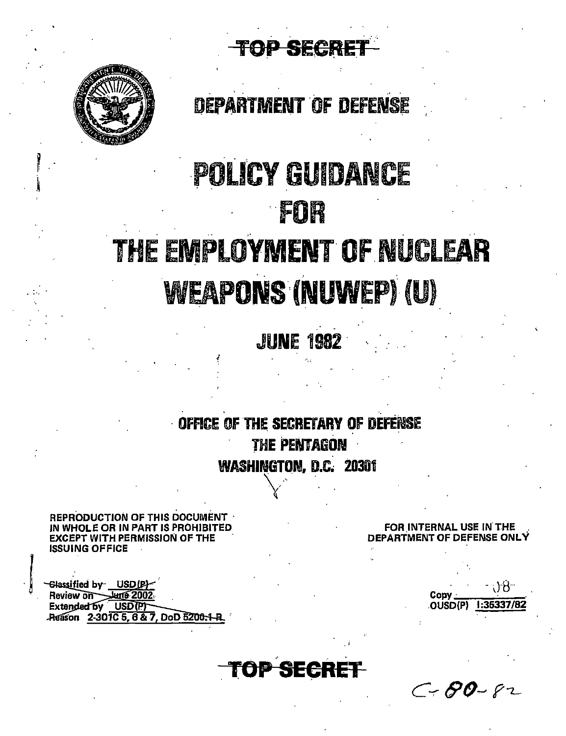~~TOP SECRET~~

DEPARTMENT OF DEFENSE

# POLICY GUIDANCE FOR THE EMPLOYMENT OF NUCLEAR WEAPONS (NUWEP) (U)

## JUNE 1982

OFFICE OF THE SECRETARY OF DEFENSE
THE PENTAGON
WASHINGTON, D.C. 20301

REPRODUCTION OF THIS DOCUMENT IN WHOLE OR IN PART IS PROHIBITED EXCEPT WITH PERMISSION OF THE ISSUING OFFICE

FOR INTERNAL USE IN THE DEPARTMENT OF DEFENSE ONLY

~~Classified by USD(P)~~
~~Review on June 2002~~
~~Extended by USD(P)~~
~~Reason 2-301C 5, 6 & 7, DoD 5200.1-R~~

Copy 08
OUSD(P) I:35337/82

~~TOP SECRET~~

C-80-82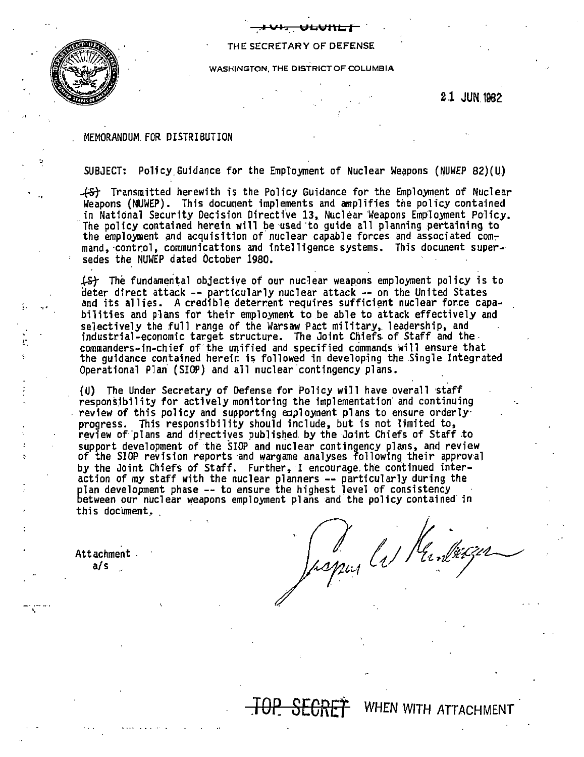TOP SECRET

THE SECRETARY OF DEFENSE

WASHINGTON, THE DISTRICT OF COLUMBIA

21 JUN 1982

MEMORANDUM FOR DISTRIBUTION

SUBJECT: Policy Guidance for the Employment of Nuclear Weapons (NUWEP 82)(U)

(S) Transmitted herewith is the Policy Guidance for the Employment of Nuclear Weapons (NUWEP). This document implements and amplifies the policy contained in National Security Decision Directive 13, Nuclear Weapons Employment Policy. The policy contained herein will be used to guide all planning pertaining to the employment and acquisition of nuclear capable forces and associated command, control, communications and intelligence systems. This document supersedes the NUWEP dated October 1980.

(S) The fundamental objective of our nuclear weapons employment policy is to deter direct attack -- particularly nuclear attack -- on the United States and its allies. A credible deterrent requires sufficient nuclear force capabilities and plans for their employment to be able to attack effectively and selectively the full range of the Warsaw Pact military, leadership, and industrial-economic target structure. The Joint Chiefs of Staff and the commanders-in-chief of the unified and specified commands will ensure that the guidance contained herein is followed in developing the Single Integrated Operational Plan (SIOP) and all nuclear contingency plans.

(U) The Under Secretary of Defense for Policy will have overall staff responsibility for actively monitoring the implementation and continuing review of this policy and supporting employment plans to ensure orderly progress. This responsibility should include, but is not limited to, review of plans and directives published by the Joint Chiefs of Staff to support development of the SIOP and nuclear contingency plans, and review of the SIOP revision reports and wargame analyses following their approval by the Joint Chiefs of Staff. Further, I encourage the continued interaction of my staff with the nuclear planners -- particularly during the plan development phase -- to ensure the highest level of consistency between our nuclear weapons employment plans and the policy contained in this document.

Caspar W. Weinberger

Attachment
a/s

TOP SECRET WHEN WITH ATTACHMENT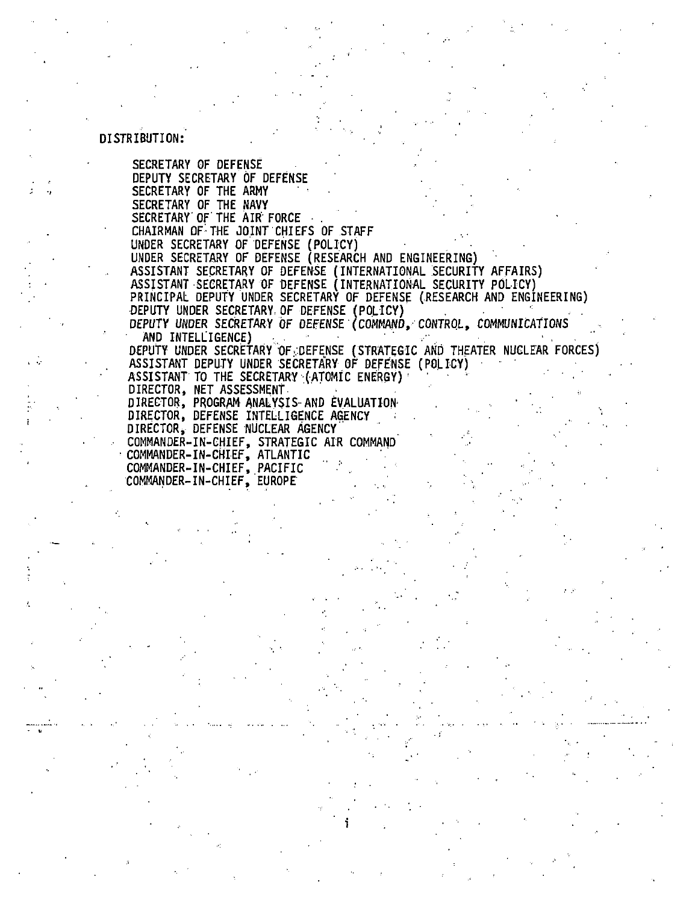DISTRIBUTION:

SECRETARY OF DEFENSE
DEPUTY SECRETARY OF DEFENSE
SECRETARY OF THE ARMY
SECRETARY OF THE NAVY
SECRETARY OF THE AIR FORCE
CHAIRMAN OF THE JOINT CHIEFS OF STAFF
UNDER SECRETARY OF DEFENSE (POLICY)
UNDER SECRETARY OF DEFENSE (RESEARCH AND ENGINEERING)
ASSISTANT SECRETARY OF DEFENSE (INTERNATIONAL SECURITY AFFAIRS)
ASSISTANT SECRETARY OF DEFENSE (INTERNATIONAL SECURITY POLICY)
PRINCIPAL DEPUTY UNDER SECRETARY OF DEFENSE (RESEARCH AND ENGINEERING)
DEPUTY UNDER SECRETARY OF DEFENSE (POLICY)
DEPUTY UNDER SECRETARY OF DEFENSE (COMMAND, CONTROL, COMMUNICATIONS AND INTELLIGENCE)
DEPUTY UNDER SECRETARY OF DEFENSE (STRATEGIC AND THEATER NUCLEAR FORCES)
ASSISTANT DEPUTY UNDER SECRETARY OF DEFENSE (POLICY)
ASSISTANT TO THE SECRETARY (ATOMIC ENERGY)
DIRECTOR, NET ASSESSMENT
DIRECTOR, PROGRAM ANALYSIS AND EVALUATION
DIRECTOR, DEFENSE INTELLIGENCE AGENCY
DIRECTOR, DEFENSE NUCLEAR AGENCY
COMMANDER-IN-CHIEF, STRATEGIC AIR COMMAND
COMMANDER-IN-CHIEF, ATLANTIC
COMMANDER-IN-CHIEF, PACIFIC
COMMANDER-IN-CHIEF, EUROPE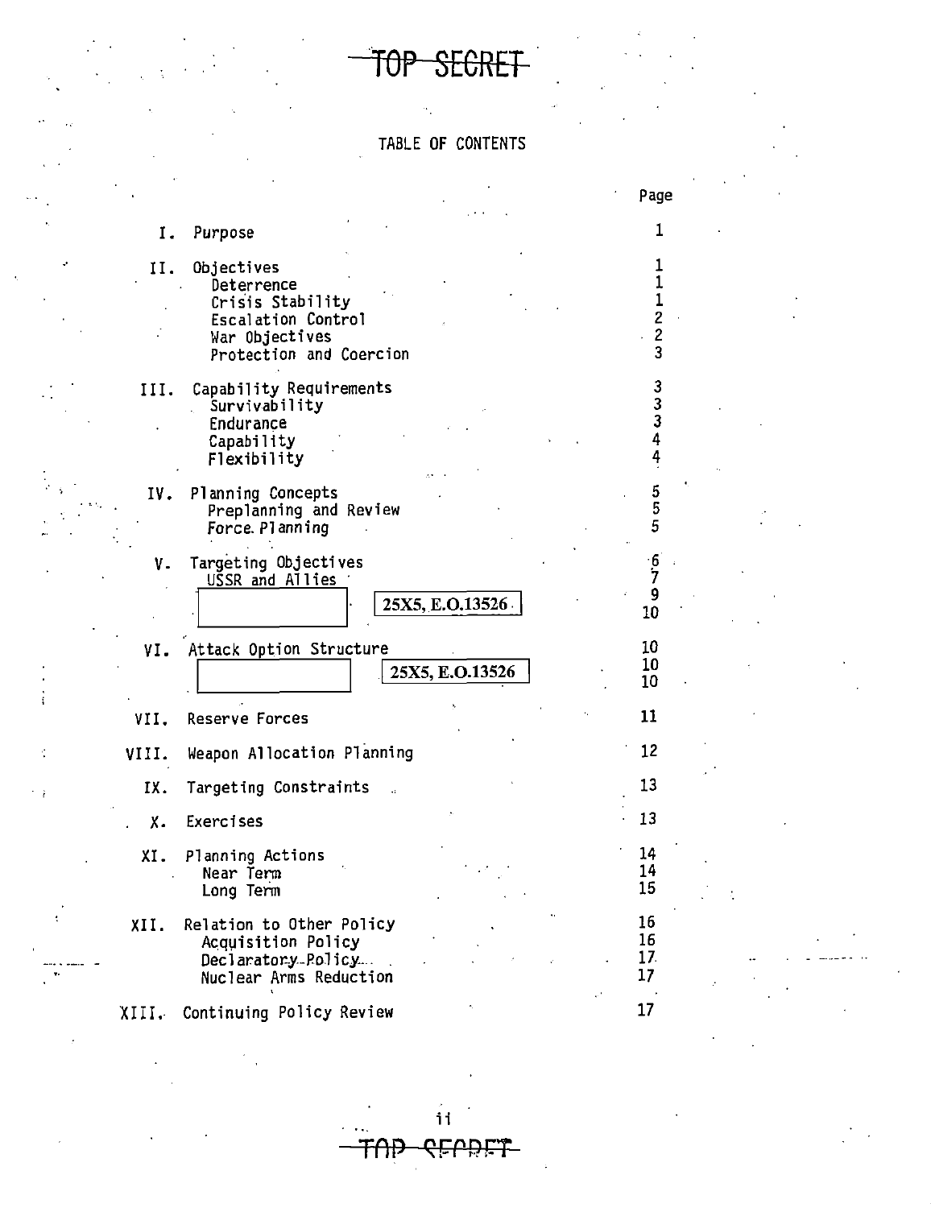TOP SECRET

# TABLE OF CONTENTS

| | | Page |
|---|---|---|
| I. | Purpose | 1 |
| II. | Objectives | 1 |
| | Deterrence | 1 |
| | Crisis Stability | 1 |
| | Escalation Control | 2 |
| | War Objectives | 2 |
| | Protection and Coercion | 3 |
| III. | Capability Requirements | 3 |
| | Survivability | 3 |
| | Endurance | 3 |
| | Capability | 4 |
| | Flexibility | 4 |
| IV. | Planning Concepts | 5 |
| | Preplanning and Review | 5 |
| | Force Planning | 5 |
| V. | Targeting Objectives | 6 |
| | USSR and Allies | 7 |
| | [25X5, E.O.13526] | 9 |
| | | 10 |
| VI. | Attack Option Structure | 10 |
| | [25X5, E.O.13526] | 10 |
| | | 10 |
| VII. | Reserve Forces | 11 |
| VIII. | Weapon Allocation Planning | 12 |
| IX. | Targeting Constraints | 13 |
| X. | Exercises | 13 |
| XI. | Planning Actions | 14 |
| | Near Term | 14 |
| | Long Term | 15 |
| XII. | Relation to Other Policy | 16 |
| | Acquisition Policy | 16 |
| | Declaratory Policy | 17 |
| | Nuclear Arms Reduction | 17 |
| XIII. | Continuing Policy Review | 17 |

TOP SECRET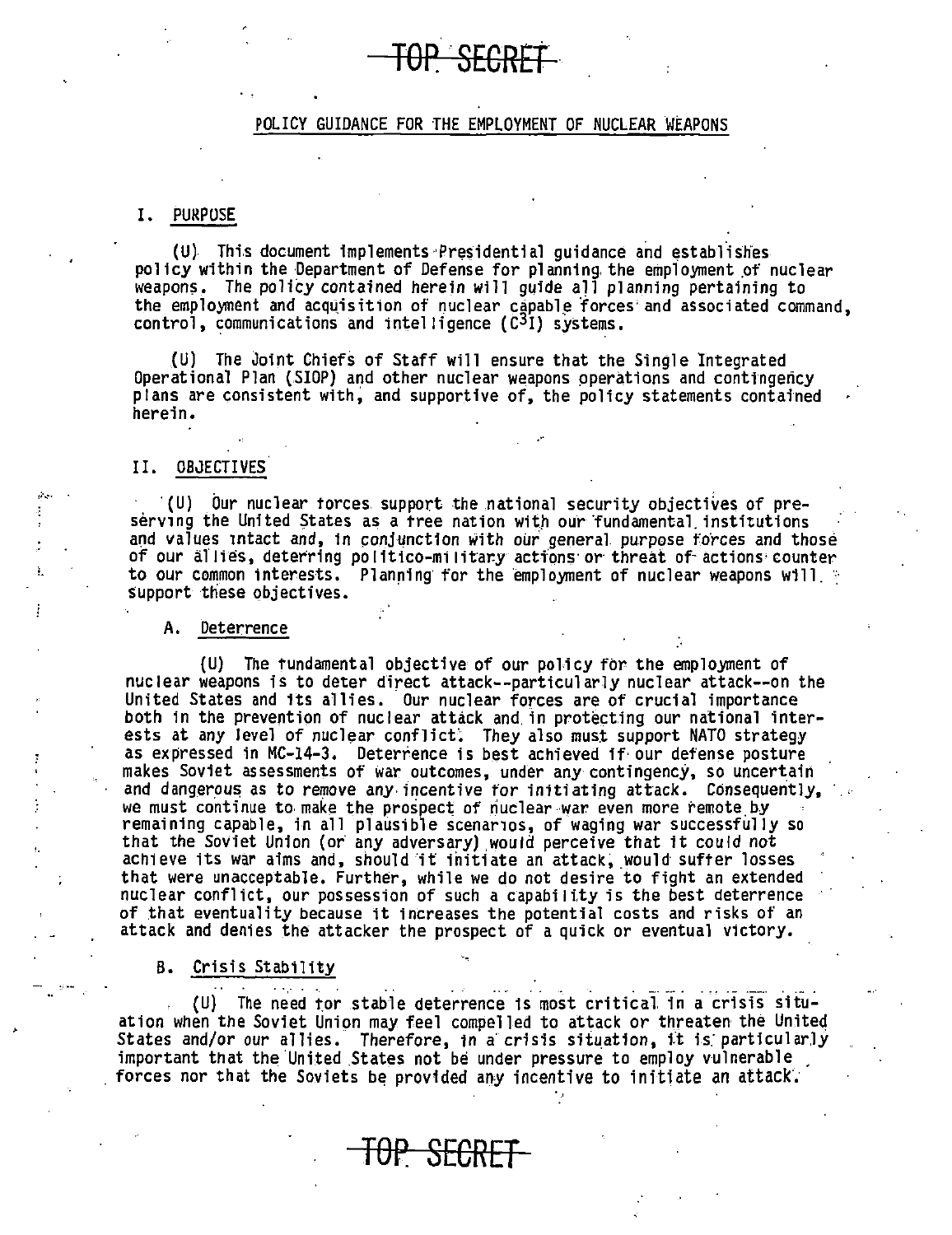~~TOP SECRET~~

# POLICY GUIDANCE FOR THE EMPLOYMENT OF NUCLEAR WEAPONS

## I. PURPOSE

(U) This document implements Presidential guidance and establishes policy within the Department of Defense for planning the employment of nuclear weapons. The policy contained herein will guide all planning pertaining to the employment and acquisition of nuclear capable forces and associated command, control, communications and intelligence ($C^3I$) systems.

(U) The Joint Chiefs of Staff will ensure that the Single Integrated Operational Plan (SIOP) and other nuclear weapons operations and contingency plans are consistent with, and supportive of, the policy statements contained herein.

## II. OBJECTIVES

(U) Our nuclear forces support the national security objectives of preserving the United States as a free nation with our fundamental institutions and values intact and, in conjunction with our general purpose forces and those of our allies, deterring politico-military actions or threat of actions counter to our common interests. Planning for the employment of nuclear weapons will support these objectives.

### A. Deterrence

(U) The fundamental objective of our policy for the employment of nuclear weapons is to deter direct attack--particularly nuclear attack--on the United States and its allies. Our nuclear forces are of crucial importance both in the prevention of nuclear attack and in protecting our national interests at any level of nuclear conflict. They also must support NATO strategy as expressed in MC-14-3. Deterrence is best achieved if our defense posture makes Soviet assessments of war outcomes, under any contingency, so uncertain and dangerous as to remove any incentive for initiating attack. Consequently, we must continue to make the prospect of nuclear war even more remote by remaining capable, in all plausible scenarios, of waging war successfully so that the Soviet Union (or any adversary) would perceive that it could not achieve its war aims and, should it initiate an attack, would suffer losses that were unacceptable. Further, while we do not desire to fight an extended nuclear conflict, our possession of such a capability is the best deterrence of that eventuality because it increases the potential costs and risks of an attack and denies the attacker the prospect of a quick or eventual victory.

### B. Crisis Stability

(U) The need for stable deterrence is most critical in a crisis situation when the Soviet Union may feel compelled to attack or threaten the United States and/or our allies. Therefore, in a crisis situation, it is particularly important that the United States not be under pressure to employ vulnerable forces nor that the Soviets be provided any incentive to initiate an attack.

~~TOP SECRET~~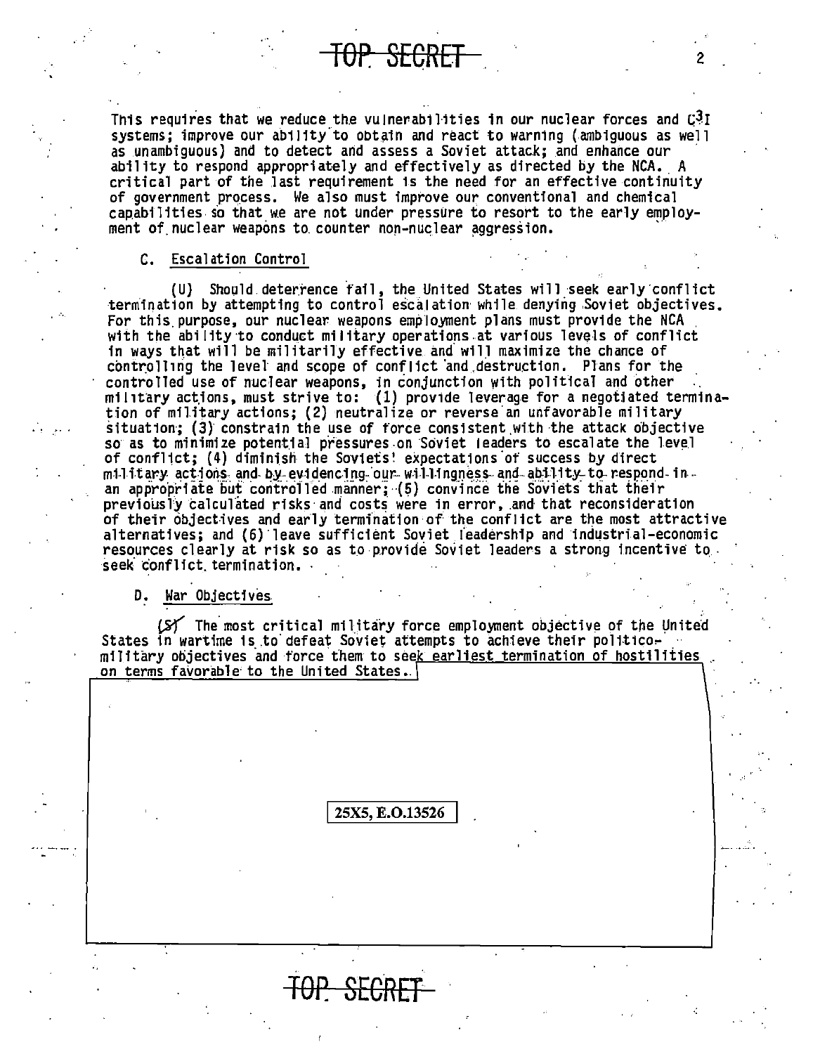This requires that we reduce the vulnerabilities in our nuclear forces and $C^3I$ systems; improve our ability to obtain and react to warning (ambiguous as well as unambiguous) and to detect and assess a Soviet attack; and enhance our ability to respond appropriately and effectively as directed by the NCA. A critical part of the last requirement is the need for an effective continuity of government process. We also must improve our conventional and chemical capabilities so that we are not under pressure to resort to the early employment of nuclear weapons to counter non-nuclear aggression.

C. Escalation Control

(U) Should deterrence fail, the United States will seek early conflict termination by attempting to control escalation while denying Soviet objectives. For this purpose, our nuclear weapons employment plans must provide the NCA with the ability to conduct military operations at various levels of conflict in ways that will be militarily effective and will maximize the chance of controlling the level and scope of conflict and destruction. Plans for the controlled use of nuclear weapons, in conjunction with political and other military actions, must strive to: (1) provide leverage for a negotiated termination of military actions; (2) neutralize or reverse an unfavorable military situation; (3) constrain the use of force consistent with the attack objective so as to minimize potential pressures on Soviet leaders to escalate the level of conflict; (4) diminish the Soviets' expectations of success by direct military actions and by evidencing our willingness and ability to respond in an appropriate but controlled manner; (5) convince the Soviets that their previously calculated risks and costs were in error, and that reconsideration of their objectives and early termination of the conflict are the most attractive alternatives; and (6) leave sufficient Soviet leadership and industrial-economic resources clearly at risk so as to provide Soviet leaders a strong incentive to seek conflict termination.

D. War Objectives

(S) The most critical military force employment objective of the United States in wartime is to defeat Soviet attempts to achieve their politico-military objectives and force them to seek earliest termination of hostilities on terms favorable to the United States.

25X5, E.O.13526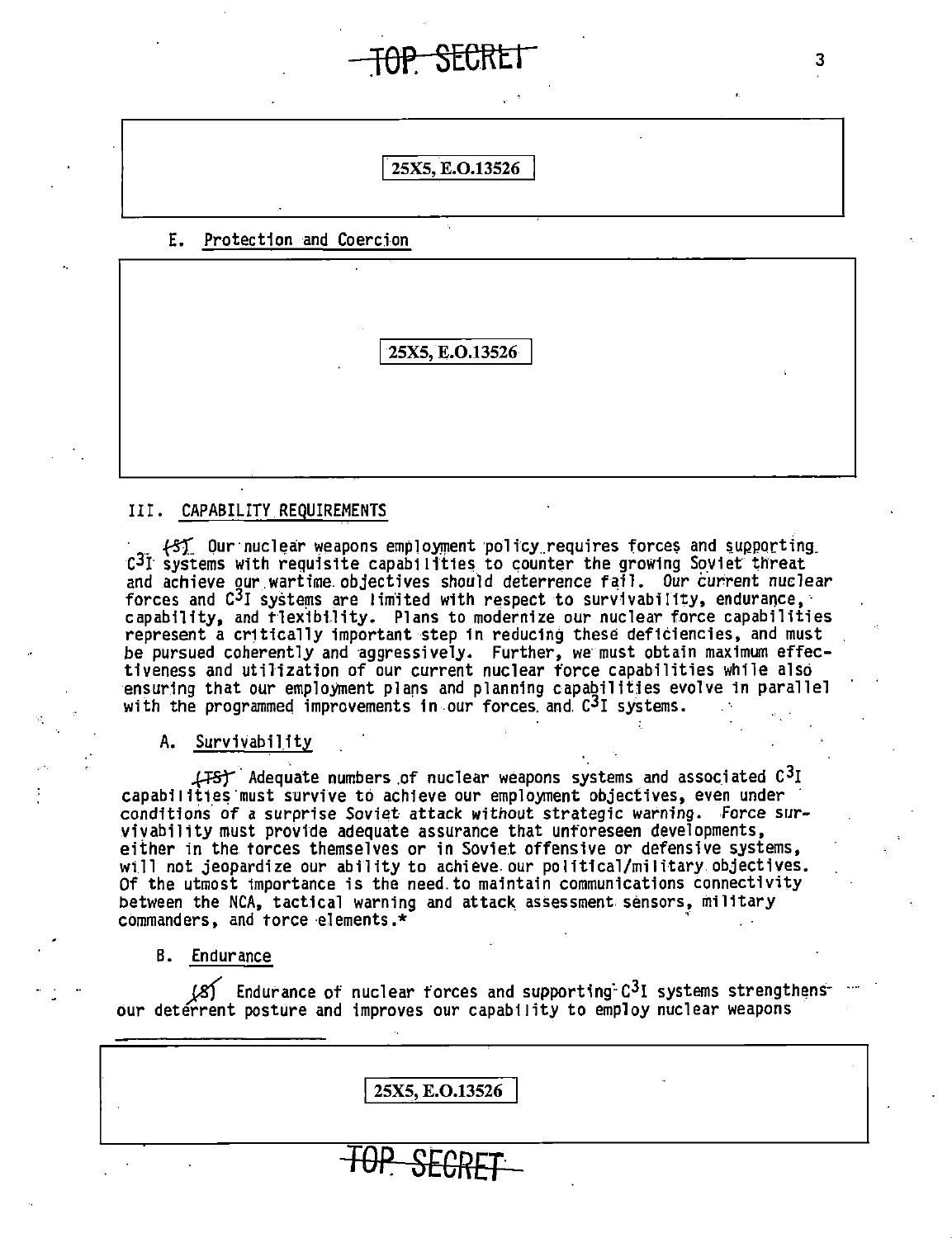TOP SECRET

25X5, E.O.13526

E. Protection and Coercion

25X5, E.O.13526

III. CAPABILITY REQUIREMENTS

(S) Our nuclear weapons employment policy requires forces and supporting $C^3I$ systems with requisite capabilities to counter the growing Soviet threat and achieve our wartime objectives should deterrence fail. Our current nuclear forces and $C^3I$ systems are limited with respect to survivability, endurance, capability, and flexibility. Plans to modernize our nuclear force capabilities represent a critically important step in reducing these deficiencies, and must be pursued coherently and aggressively. Further, we must obtain maximum effectiveness and utilization of our current nuclear force capabilities while also ensuring that our employment plans and planning capabilities evolve in parallel with the programmed improvements in our forces and $C^3I$ systems.

A. Survivability

(TS) Adequate numbers of nuclear weapons systems and associated $C^3I$ capabilities must survive to achieve our employment objectives, even under conditions of a surprise Soviet attack without strategic warning. Force survivability must provide adequate assurance that unforeseen developments, either in the forces themselves or in Soviet offensive or defensive systems, will not jeopardize our ability to achieve our political/military objectives. Of the utmost importance is the need to maintain communications connectivity between the NCA, tactical warning and attack assessment sensors, military commanders, and force elements.*

B. Endurance

(S) Endurance of nuclear forces and supporting $C^3I$ systems strengthens our deterrent posture and improves our capability to employ nuclear weapons

25X5, E.O.13526

TOP SECRET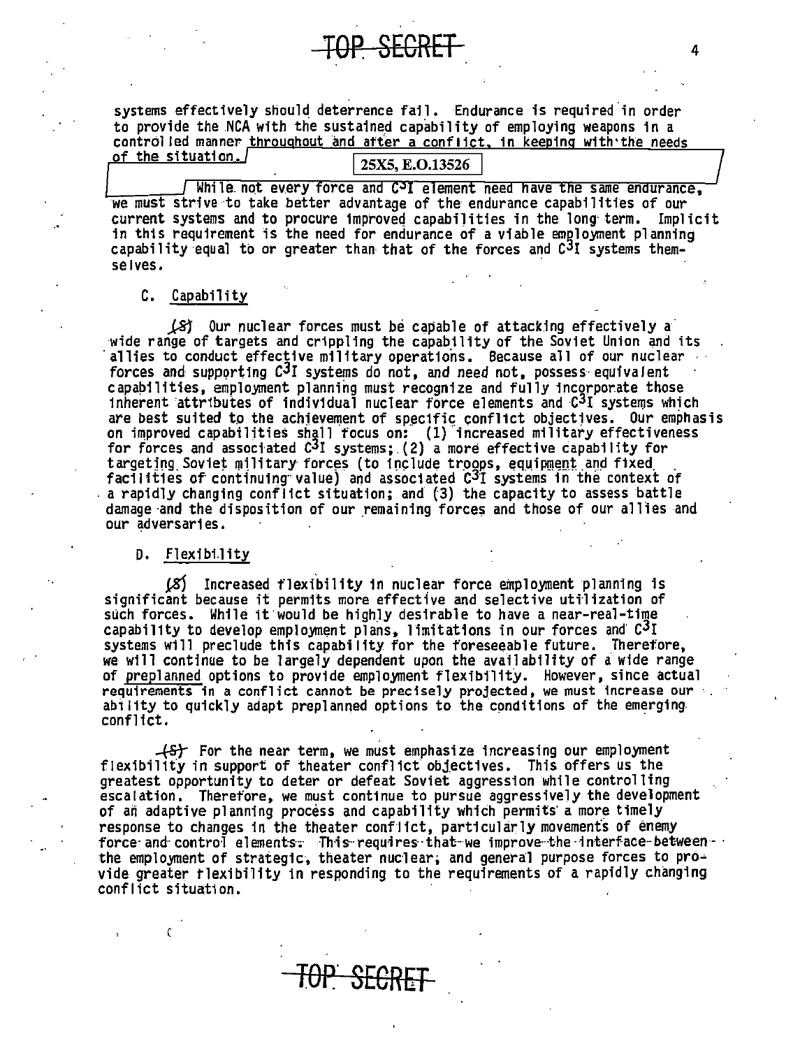systems effectively should deterrence fail. Endurance is required in order to provide the NCA with the sustained capability of employing weapons in a controlled manner throughout and after a conflict, in keeping with the needs of the situation.

25X5, E.O.13526

While not every force and $C^3I$ element need have the same endurance, we must strive to take better advantage of the endurance capabilities of our current systems and to procure improved capabilities in the long term. Implicit in this requirement is the need for endurance of a viable employment planning capability equal to or greater than that of the forces and $C^3I$ systems themselves.

C. Capability

(S) Our nuclear forces must be capable of attacking effectively a wide range of targets and crippling the capability of the Soviet Union and its allies to conduct effective military operations. Because all of our nuclear forces and supporting $C^3I$ systems do not, and need not, possess equivalent capabilities, employment planning must recognize and fully incorporate those inherent attributes of individual nuclear force elements and $C^3I$ systems which are best suited to the achievement of specific conflict objectives. Our emphasis on improved capabilities shall focus on: (1) increased military effectiveness for forces and associated $C^3I$ systems; (2) a more effective capability for targeting Soviet military forces (to include troops, equipment and fixed facilities of continuing value) and associated $C^3I$ systems in the context of a rapidly changing conflict situation; and (3) the capacity to assess battle damage and the disposition of our remaining forces and those of our allies and our adversaries.

D. Flexibility

(S) Increased flexibility in nuclear force employment planning is significant because it permits more effective and selective utilization of such forces. While it would be highly desirable to have a near-real-time capability to develop employment plans, limitations in our forces and $C^3I$ systems will preclude this capability for the foreseeable future. Therefore, we will continue to be largely dependent upon the availability of a wide range of preplanned options to provide employment flexibility. However, since actual requirements in a conflict cannot be precisely projected, we must increase our ability to quickly adapt preplanned options to the conditions of the emerging conflict.

(S) For the near term, we must emphasize increasing our employment flexibility in support of theater conflict objectives. This offers us the greatest opportunity to deter or defeat Soviet aggression while controlling escalation. Therefore, we must continue to pursue aggressively the development of an adaptive planning process and capability which permits a more timely response to changes in the theater conflict, particularly movements of enemy force and control elements. This requires that we improve the interface between the employment of strategic, theater nuclear, and general purpose forces to provide greater flexibility in responding to the requirements of a rapidly changing conflict situation.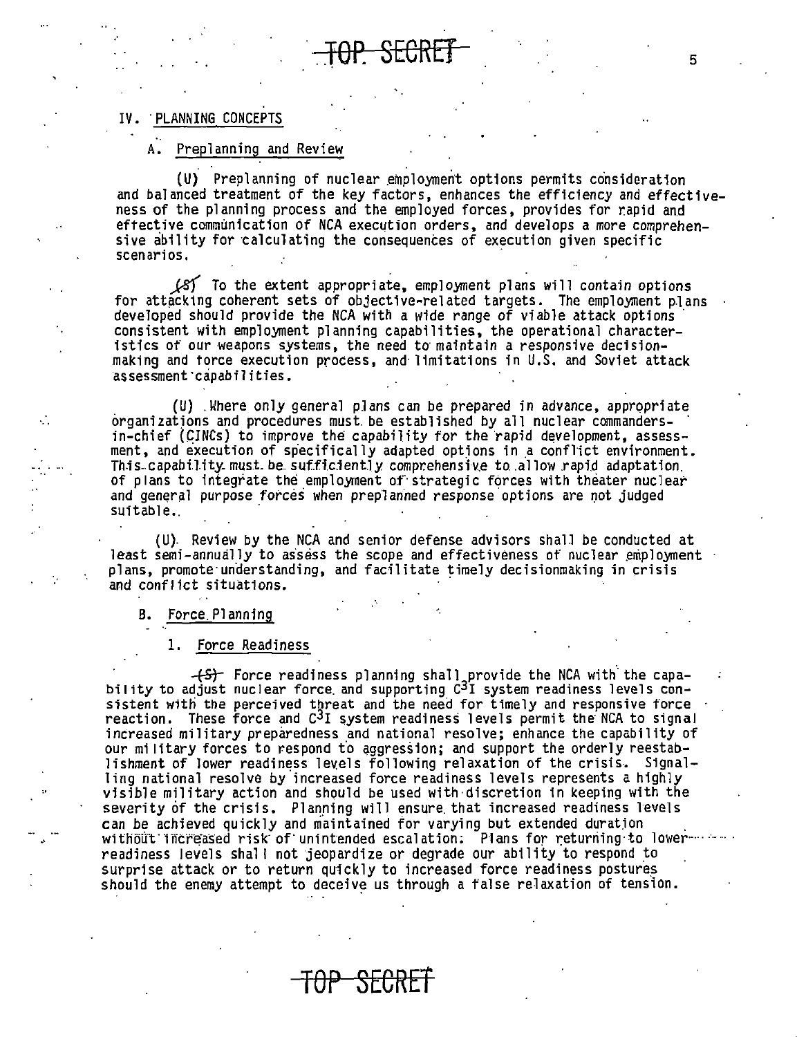## IV. PLANNING CONCEPTS

### A. Preplanning and Review

(U) Preplanning of nuclear employment options permits consideration and balanced treatment of the key factors, enhances the efficiency and effectiveness of the planning process and the employed forces, provides for rapid and effective communication of NCA execution orders, and develops a more comprehensive ability for calculating the consequences of execution given specific scenarios.

~~(S)~~ To the extent appropriate, employment plans will contain options for attacking coherent sets of objective-related targets. The employment plans developed should provide the NCA with a wide range of viable attack options consistent with employment planning capabilities, the operational characteristics of our weapons systems, the need to maintain a responsive decisionmaking and force execution process, and limitations in U.S. and Soviet attack assessment capabilities.

(U) Where only general plans can be prepared in advance, appropriate organizations and procedures must be established by all nuclear commanders-in-chief (CINCs) to improve the capability for the rapid development, assessment, and execution of specifically adapted options in a conflict environment. This capability must be sufficiently comprehensive to allow rapid adaptation of plans to integrate the employment of strategic forces with theater nuclear and general purpose forces when preplanned response options are not judged suitable.

(U) Review by the NCA and senior defense advisors shall be conducted at least semi-annually to assess the scope and effectiveness of nuclear employment plans, promote understanding, and facilitate timely decisionmaking in crisis and conflict situations.

### B. Force Planning

#### 1. Force Readiness

~~(S)~~ Force readiness planning shall provide the NCA with the capability to adjust nuclear force and supporting $C^3I$ system readiness levels consistent with the perceived threat and the need for timely and responsive force reaction. These force and $C^3I$ system readiness levels permit the NCA to signal increased military preparedness and national resolve; enhance the capability of our military forces to respond to aggression; and support the orderly reestablishment of lower readiness levels following relaxation of the crisis. Signalling national resolve by increased force readiness levels represents a highly visible military action and should be used with discretion in keeping with the severity of the crisis. Planning will ensure that increased readiness levels can be achieved quickly and maintained for varying but extended duration without increased risk of unintended escalation. Plans for returning to lower readiness levels shall not jeopardize or degrade our ability to respond to surprise attack or to return quickly to increased force readiness postures should the enemy attempt to deceive us through a false relaxation of tension.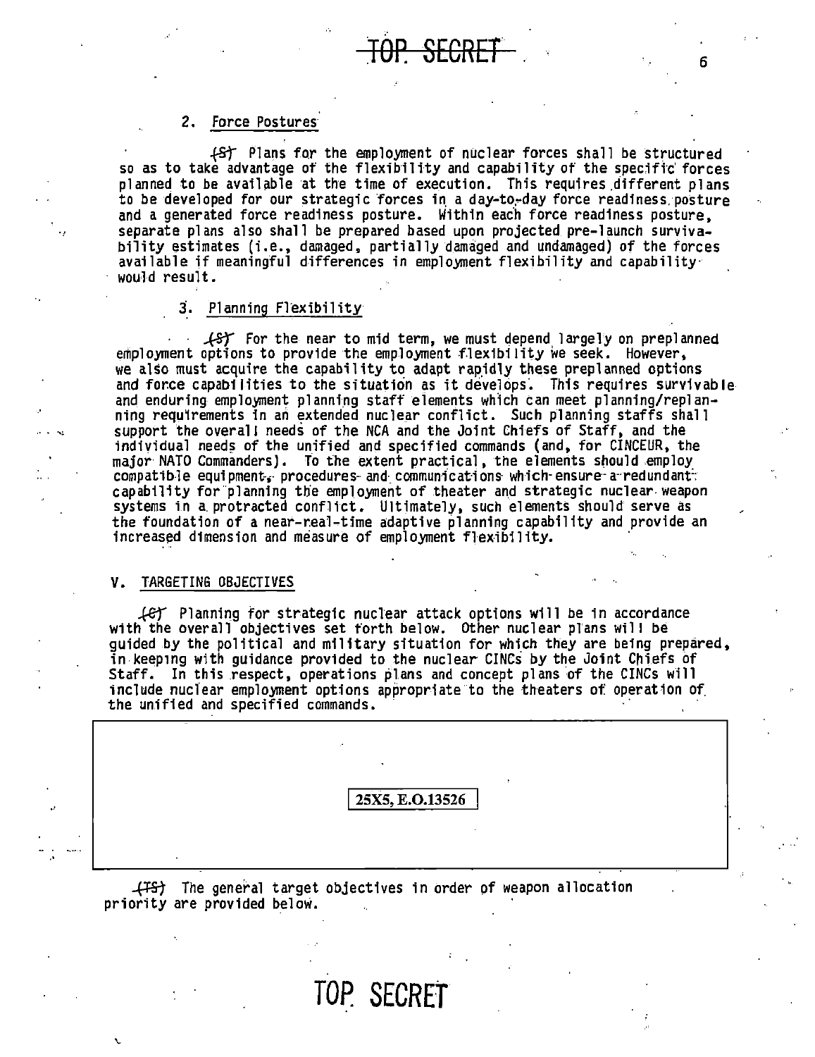TOP SECRET

2. Force Postures

(S) Plans for the employment of nuclear forces shall be structured so as to take advantage of the flexibility and capability of the specific forces planned to be available at the time of execution. This requires different plans to be developed for our strategic forces in a day-to-day force readiness posture and a generated force readiness posture. Within each force readiness posture, separate plans also shall be prepared based upon projected pre-launch survivability estimates (i.e., damaged, partially damaged and undamaged) of the forces available if meaningful differences in employment flexibility and capability would result.

3. Planning Flexibility

(S) For the near to mid term, we must depend largely on preplanned employment options to provide the employment flexibility we seek. However, we also must acquire the capability to adapt rapidly these preplanned options and force capabilities to the situation as it develops. This requires survivable and enduring employment planning staff elements which can meet planning/replanning requirements in an extended nuclear conflict. Such planning staffs shall support the overall needs of the NCA and the Joint Chiefs of Staff, and the individual needs of the unified and specified commands (and, for CINCEUR, the major NATO Commanders). To the extent practical, the elements should employ compatible equipment, procedures and communications which ensure a redundant capability for planning the employment of theater and strategic nuclear weapon systems in a protracted conflict. Ultimately, such elements should serve as the foundation of a near-real-time adaptive planning capability and provide an increased dimension and measure of employment flexibility.

## V. TARGETING OBJECTIVES

(C) Planning for strategic nuclear attack options will be in accordance with the overall objectives set forth below. Other nuclear plans will be guided by the political and military situation for which they are being prepared, in keeping with guidance provided to the nuclear CINCs by the Joint Chiefs of Staff. In this respect, operations plans and concept plans of the CINCs will include nuclear employment options appropriate to the theaters of operation of the unified and specified commands.

25X5, E.O.13526

(TS) The general target objectives in order of weapon allocation priority are provided below.

TOP SECRET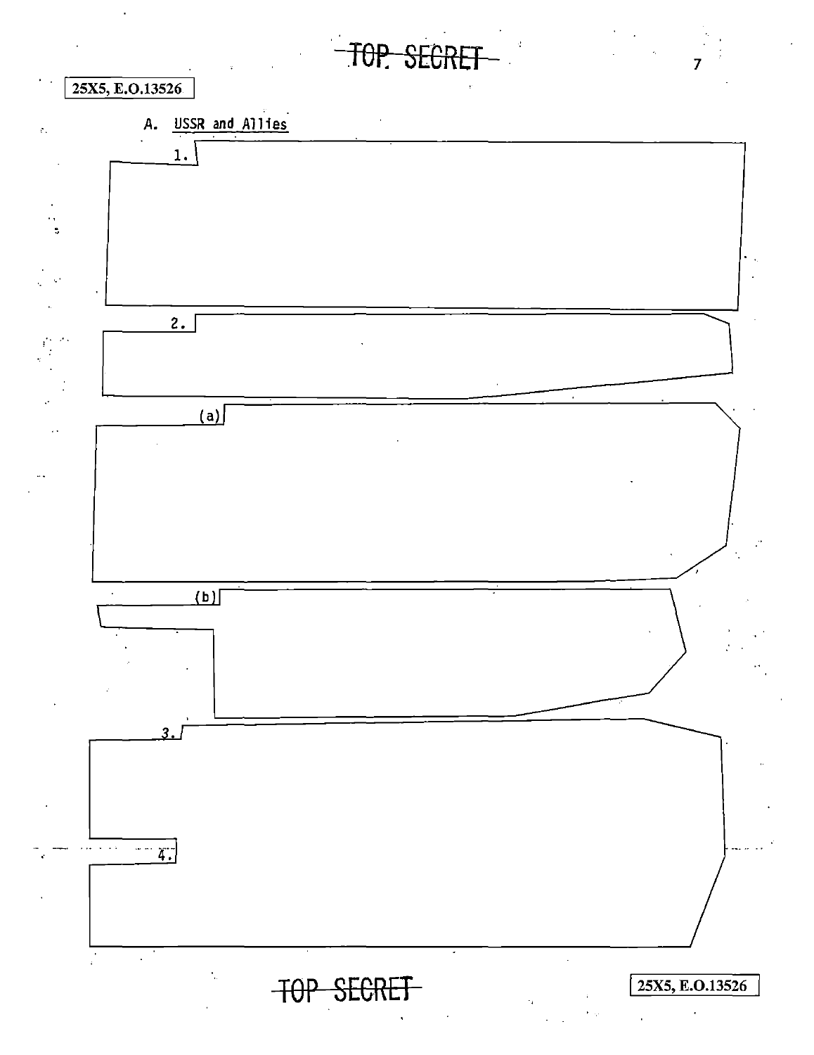25X5, E.O.13526

A. USSR and Allies

1.

2.

(a)

(b)

3.

4.

25X5, E.O.13526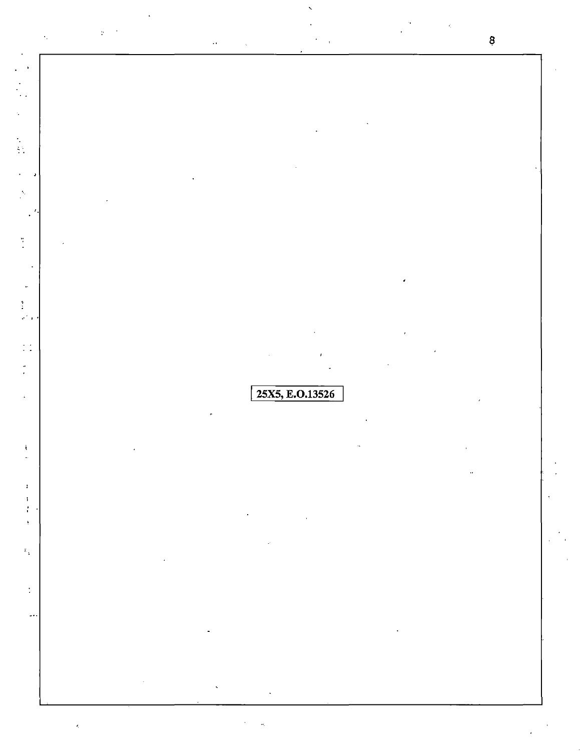25X5, E.O.13526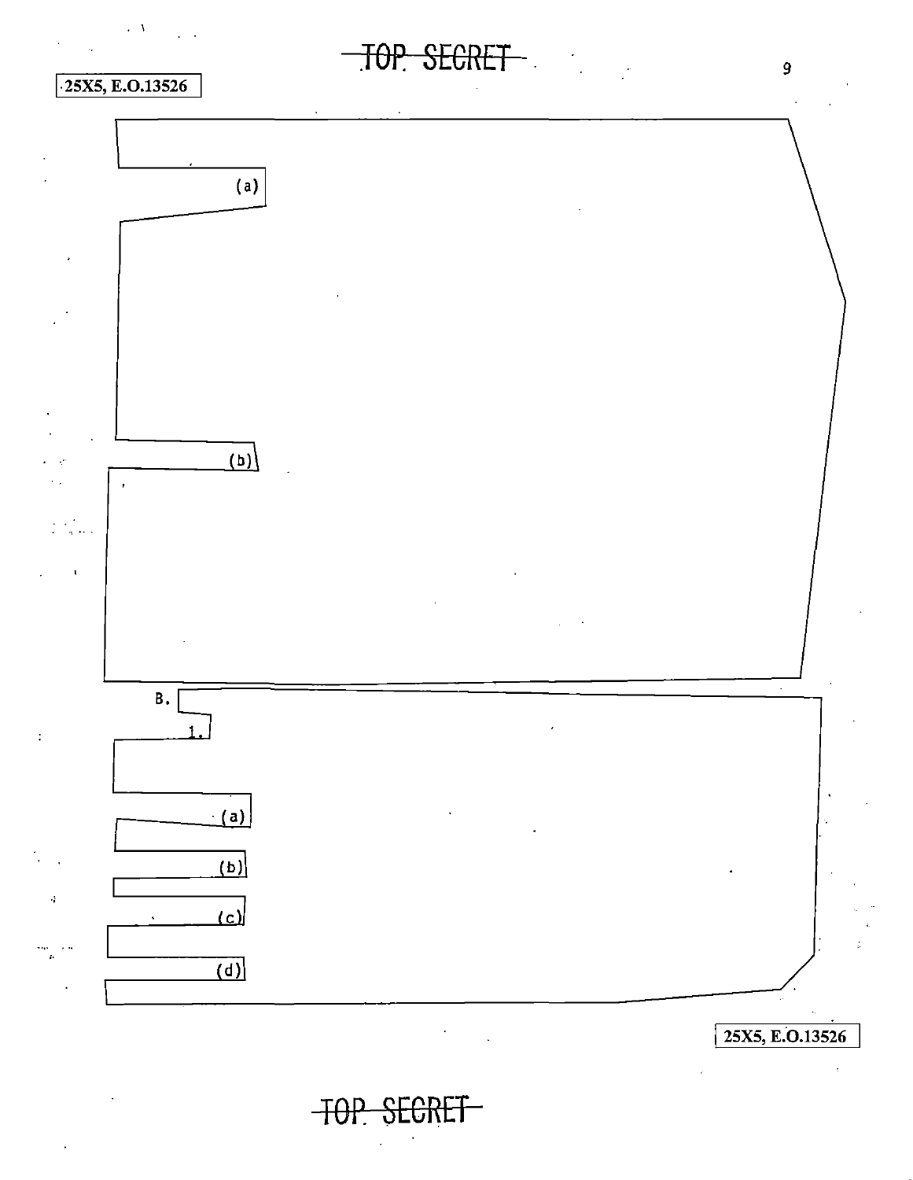TOP SECRET

25X5, E.O.13526

(a)

(b)

B.

1.

(a)

(b)

(c)

(d)

25X5, E.O.13526

TOP SECRET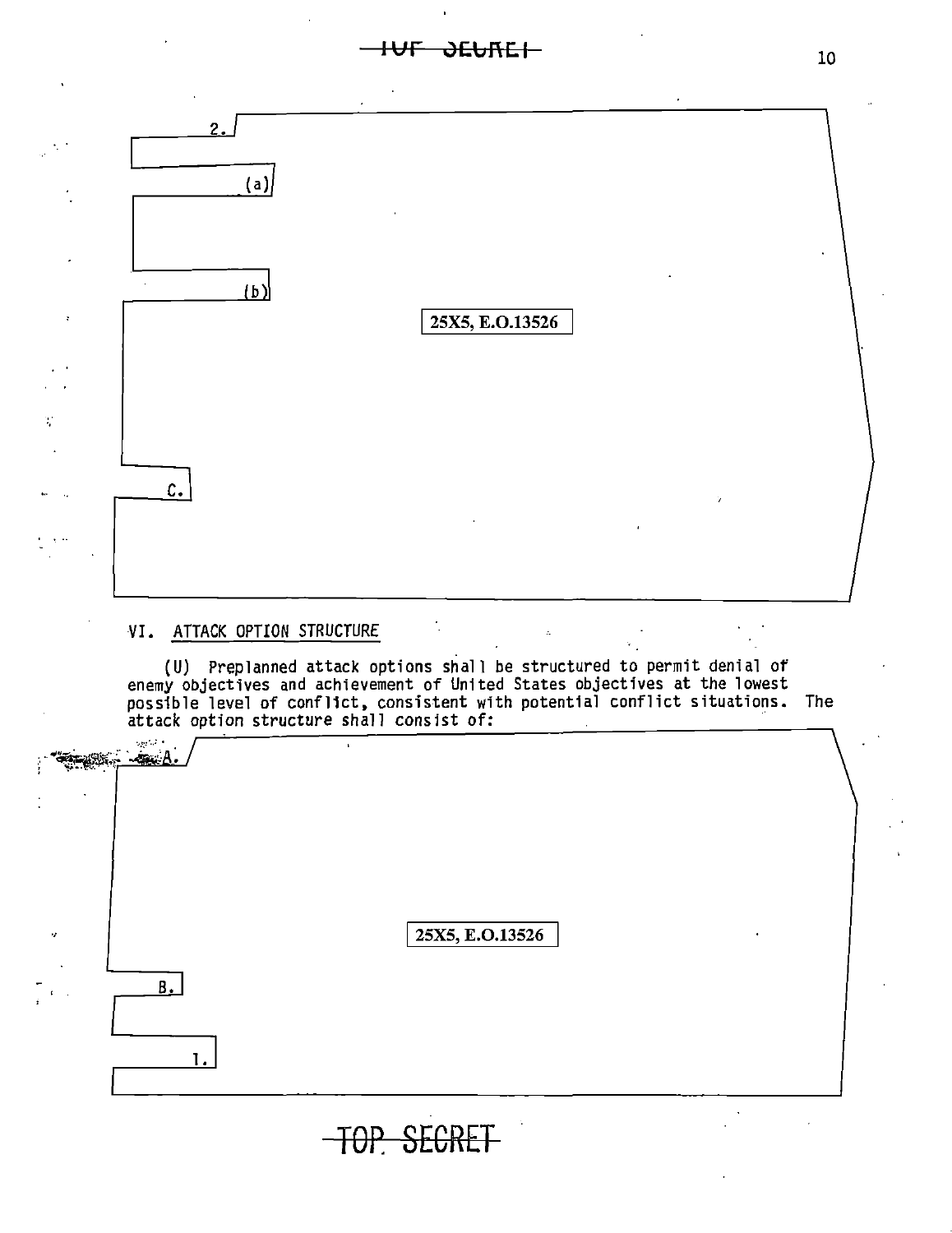2.

(a)

(b)

25X5, E.O.13526

C.

## VI. ATTACK OPTION STRUCTURE

(U) Preplanned attack options shall be structured to permit denial of enemy objectives and achievement of United States objectives at the lowest possible level of conflict, consistent with potential conflict situations. The attack option structure shall consist of:

A.

25X5, E.O.13526

B.

1.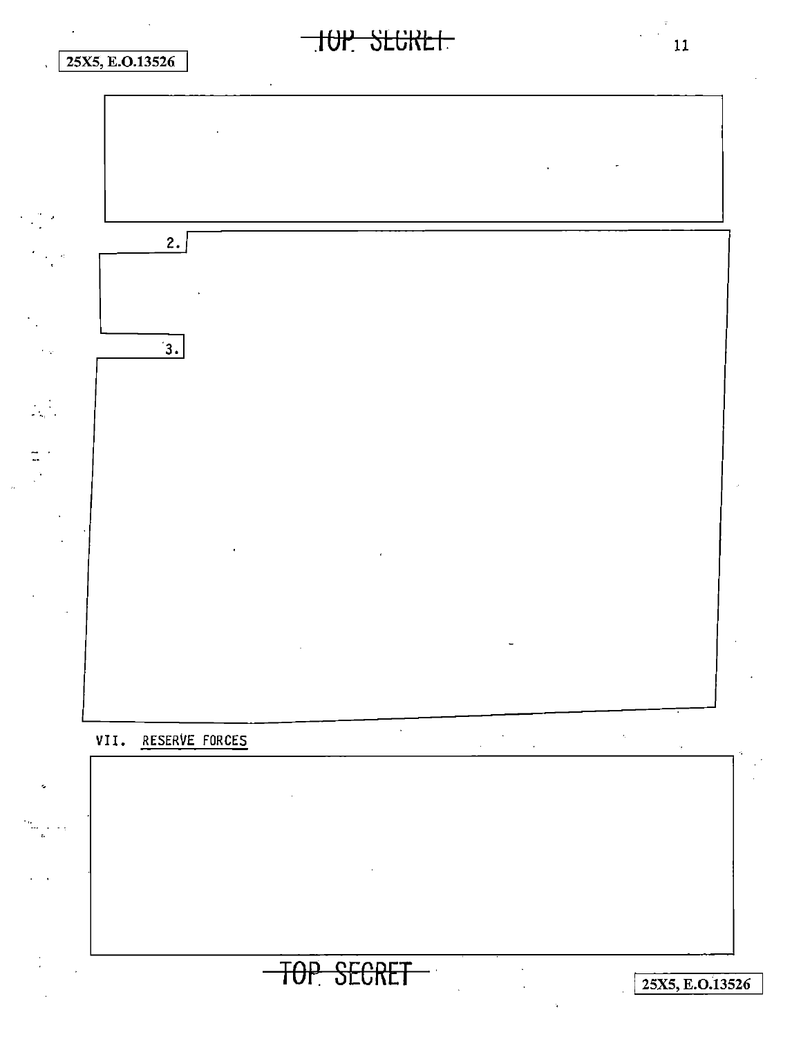25X5, E.O.13526

2.

3.

VII. RESERVE FORCES

25X5, E.O.13526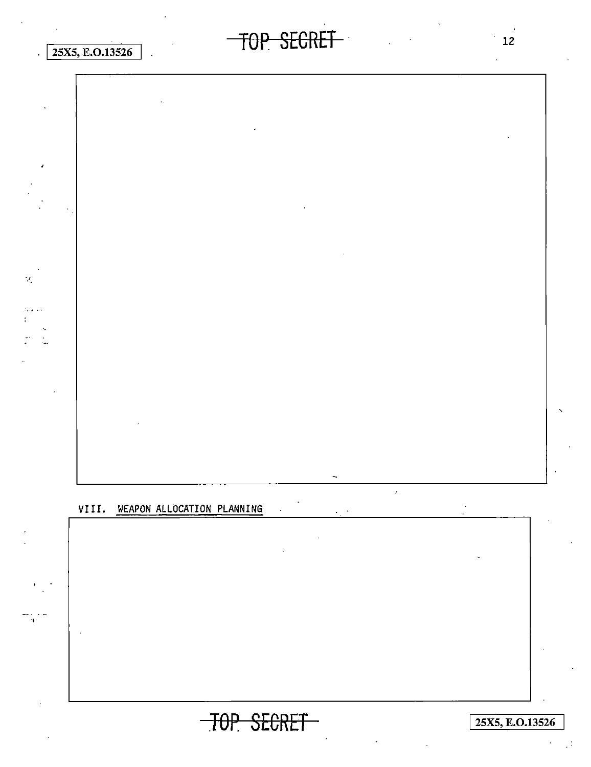25X5, E.O.13526

TOP SECRET

VIII. WEAPON ALLOCATION PLANNING

TOP SECRET

25X5, E.O.13526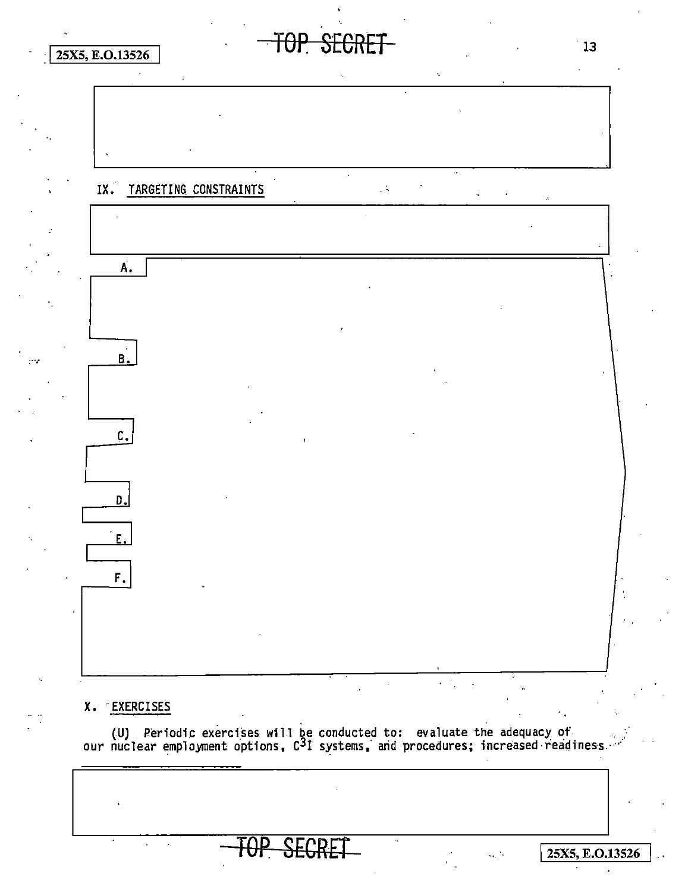## IX. TARGETING CONSTRAINTS

A.

B.

C.

D.

E.

F.

## X. EXERCISES

(U) Periodic exercises will be conducted to: evaluate the adequacy of our nuclear employment options, $C^3I$ systems, and procedures; increased readiness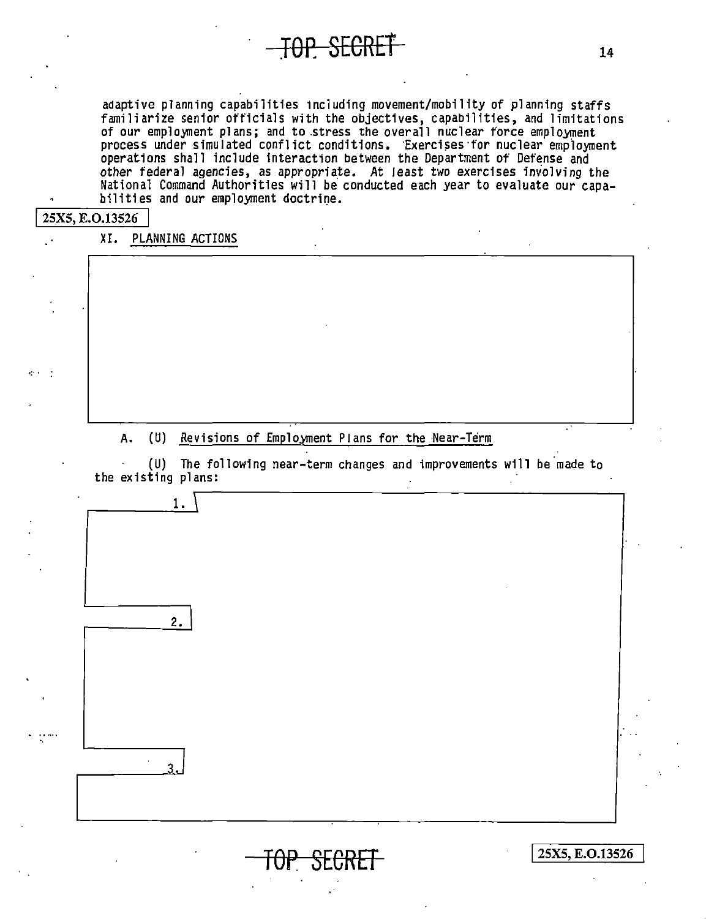adaptive planning capabilities including movement/mobility of planning staffs familiarize senior officials with the objectives, capabilities, and limitations of our employment plans; and to stress the overall nuclear force employment process under simulated conflict conditions. Exercises for nuclear employment operations shall include interaction between the Department of Defense and other federal agencies, as appropriate. At least two exercises involving the National Command Authorities will be conducted each year to evaluate our capabilities and our employment doctrine.

25X5, E.O.13526

## XI. PLANNING ACTIONS

### A. (U) Revisions of Employment Plans for the Near-Term

(U) The following near-term changes and improvements will be made to the existing plans:

1.

2.

3.

25X5, E.O.13526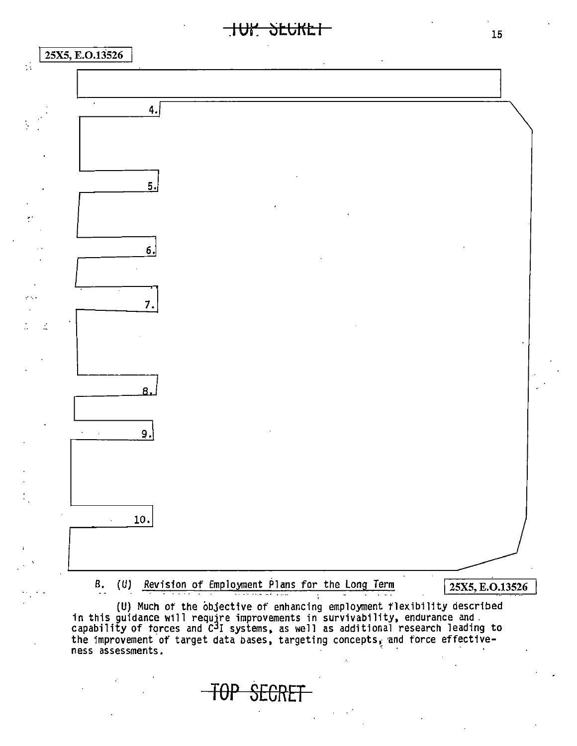TOP SECRET

25X5, E.O.13526

4.

5.

6.

7.

8.

9.

10.

B. (U) Revision of Employment Plans for the Long Term

25X5, E.O.13526

(U) Much of the objective of enhancing employment flexibility described in this guidance will require improvements in survivability, endurance and capability of forces and $C^3I$ systems, as well as additional research leading to the improvement of target data bases, targeting concepts, and force effectiveness assessments.

TOP SECRET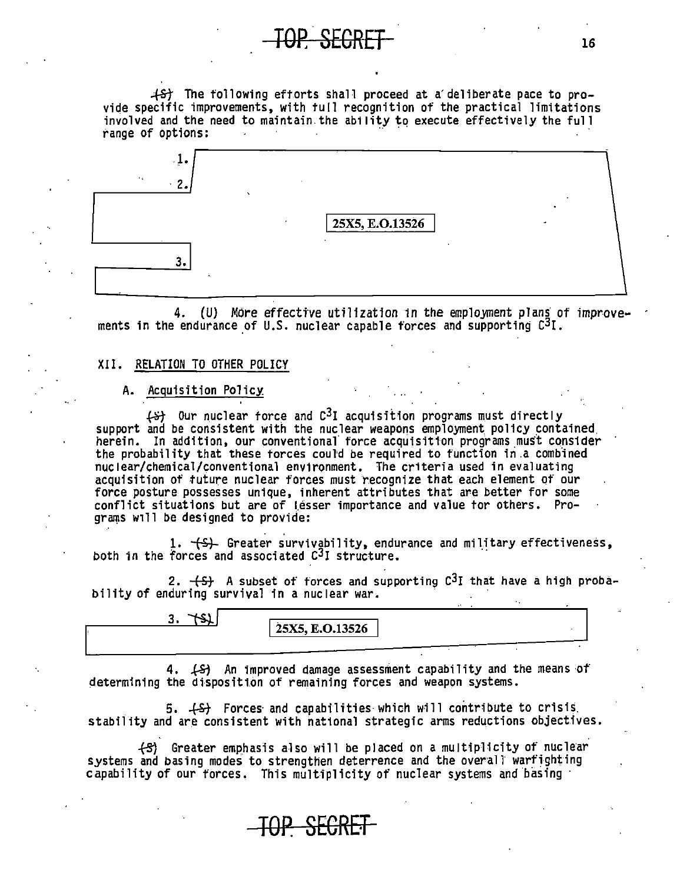(S) The following efforts shall proceed at a deliberate pace to provide specific improvements, with full recognition of the practical limitations involved and the need to maintain the ability to execute effectively the full range of options:

1.

2.

25X5, E.O.13526

3.

4. (U) More effective utilization in the employment plans of improvements in the endurance of U.S. nuclear capable forces and supporting $C^3I$.

## XII. RELATION TO OTHER POLICY

### A. Acquisition Policy

(S) Our nuclear force and $C^3I$ acquisition programs must directly support and be consistent with the nuclear weapons employment policy contained herein. In addition, our conventional force acquisition programs must consider the probability that these forces could be required to function in a combined nuclear/chemical/conventional environment. The criteria used in evaluating acquisition of future nuclear forces must recognize that each element of our force posture possesses unique, inherent attributes that are better for some conflict situations but are of lesser importance and value for others. Programs will be designed to provide:

1. (S) Greater survivability, endurance and military effectiveness, both in the forces and associated $C^3I$ structure.

2. (S) A subset of forces and supporting $C^3I$ that have a high probability of enduring survival in a nuclear war.

3. (S) 25X5, E.O.13526

4. (S) An improved damage assessment capability and the means of determining the disposition of remaining forces and weapon systems.

5. (S) Forces and capabilities which will contribute to crisis stability and are consistent with national strategic arms reductions objectives.

(S) Greater emphasis also will be placed on a multiplicity of nuclear systems and basing modes to strengthen deterrence and the overall warfighting capability of our forces. This multiplicity of nuclear systems and basing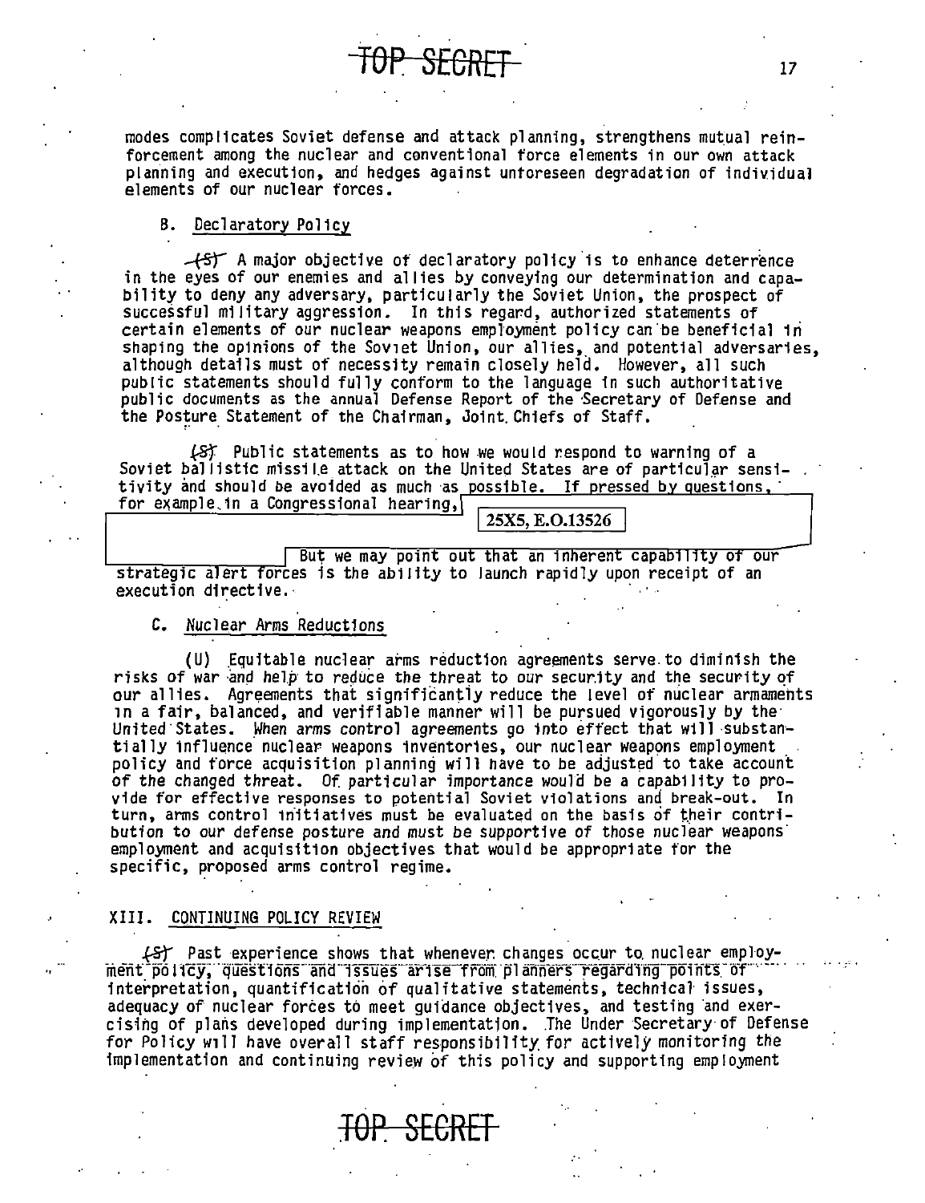modes complicates Soviet defense and attack planning, strengthens mutual reinforcement among the nuclear and conventional force elements in our own attack planning and execution, and hedges against unforeseen degradation of individual elements of our nuclear forces.

### B. Declaratory Policy

~~(S)~~ A major objective of declaratory policy is to enhance deterrence in the eyes of our enemies and allies by conveying our determination and capability to deny any adversary, particularly the Soviet Union, the prospect of successful military aggression. In this regard, authorized statements of certain elements of our nuclear weapons employment policy can be beneficial in shaping the opinions of the Soviet Union, our allies, and potential adversaries, although details must of necessity remain closely held. However, all such public statements should fully conform to the language in such authoritative public documents as the annual Defense Report of the Secretary of Defense and the Posture Statement of the Chairman, Joint Chiefs of Staff.

~~(S)~~ Public statements as to how we would respond to warning of a Soviet ballistic missile attack on the United States are of particular sensitivity and should be avoided as much as possible. If pressed by questions, for example in a Congressional hearing, [25X5, E.O.13526] But we may point out that an inherent capability of our strategic alert forces is the ability to launch rapidly upon receipt of an execution directive.

### C. Nuclear Arms Reductions

(U) Equitable nuclear arms reduction agreements serve to diminish the risks of war and help to reduce the threat to our security and the security of our allies. Agreements that significantly reduce the level of nuclear armaments in a fair, balanced, and verifiable manner will be pursued vigorously by the United States. When arms control agreements go into effect that will substantially influence nuclear weapons inventories, our nuclear weapons employment policy and force acquisition planning will have to be adjusted to take account of the changed threat. Of particular importance would be a capability to provide for effective responses to potential Soviet violations and break-out. In turn, arms control initiatives must be evaluated on the basis of their contribution to our defense posture and must be supportive of those nuclear weapons employment and acquisition objectives that would be appropriate for the specific, proposed arms control regime.

## XIII. CONTINUING POLICY REVIEW

~~(S)~~ Past experience shows that whenever changes occur to nuclear employment policy, questions and issues arise from planners regarding points of interpretation, quantification of qualitative statements, technical issues, adequacy of nuclear forces to meet guidance objectives, and testing and exercising of plans developed during implementation. The Under Secretary of Defense for Policy will have overall staff responsibility for actively monitoring the implementation and continuing review of this policy and supporting employment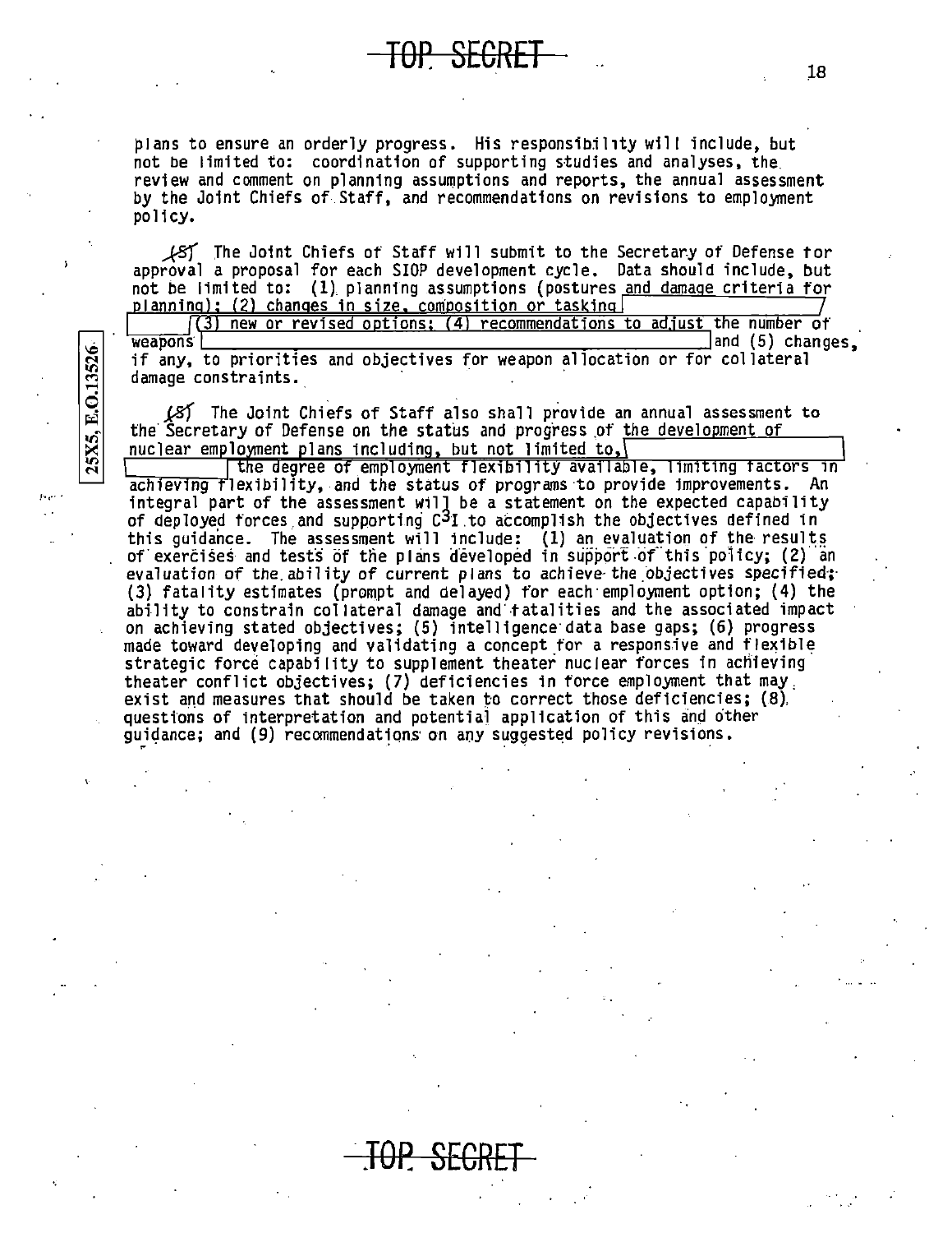plans to ensure an orderly progress. His responsibility will include, but not be limited to: coordination of supporting studies and analyses, the review and comment on planning assumptions and reports, the annual assessment by the Joint Chiefs of Staff, and recommendations on revisions to employment policy.

(S) The Joint Chiefs of Staff will submit to the Secretary of Defense for approval a proposal for each SIOP development cycle. Data should include, but not be limited to: (1) planning assumptions (postures and damage criteria for planning); (2) changes in size, composition or tasking [ ] (3) new or revised options; (4) recommendations to adjust the number of weapons [ ] and (5) changes, if any, to priorities and objectives for weapon allocation or for collateral damage constraints.

(S) The Joint Chiefs of Staff also shall provide an annual assessment to the Secretary of Defense on the status and progress of the development of nuclear employment plans including, but not limited to, [ ] the degree of employment flexibility available, limiting factors in achieving flexibility, and the status of programs to provide improvements. An integral part of the assessment will be a statement on the expected capability of deployed forces and supporting $C^3I$ to accomplish the objectives defined in this guidance. The assessment will include: (1) an evaluation of the results of exercises and tests of the plans developed in support of this policy; (2) an evaluation of the ability of current plans to achieve the objectives specified; (3) fatality estimates (prompt and delayed) for each employment option; (4) the ability to constrain collateral damage and fatalities and the associated impact on achieving stated objectives; (5) intelligence data base gaps; (6) progress made toward developing and validating a concept for a responsive and flexible strategic force capability to supplement theater nuclear forces in achieving theater conflict objectives; (7) deficiencies in force employment that may exist and measures that should be taken to correct those deficiencies; (8) questions of interpretation and potential application of this and other guidance; and (9) recommendations on any suggested policy revisions.